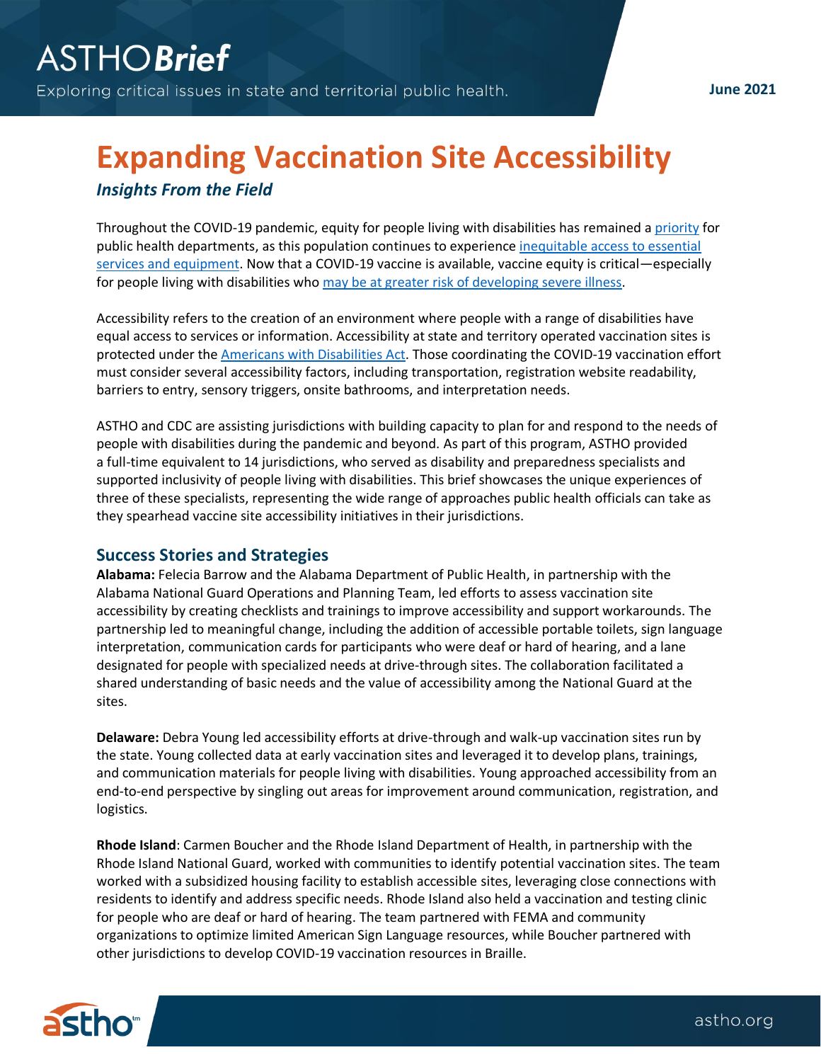# Expanding Vaccination Site Accessibility

### *Insights From the Field*

Throughout the COVID-19 pandemic, equity for people living with disabilities has remained a priority for public health departments, as this population continues to experience inequitable access to essential services and equipment. Now that a COVID-19 vaccine is available, vaccine equity is critical—especially for people living with disabilities who may be at greater risk of developing severe illness.

Accessibility refers to the creation of an environment where people with a range of disabilities have equal access to services or information. Accessibility at state and territory operated vaccination sites is protected under the Americans with Disabilities Act. Those coordinating the COVID-19 vaccination effort must consider several accessibility factors, including transportation, registration website readability, barriers to entry, sensory triggers, onsite bathrooms, and interpretation needs.

ASTHO and CDC are assisting jurisdictions with building capacity to plan for and respond to the needs of people with disabilities during the pandemic and beyond. As part of this program, ASTHO provided a full-time equivalent to 14 jurisdictions, who served as disability and preparedness specialists and supported inclusivity of people living with disabilities. This brief showcases the unique experiences of three of these specialists, representing the wide range of approaches public health officials can take as they spearhead vaccine site accessibility initiatives in their jurisdictions.

## Success Stories and Strategies

**Alabama:** Felecia Barrow and the Alabama Department of Public Health, in partnership with the Alabama National Guard Operations and Planning Team, led efforts to assess vaccination site accessibility by creating checklists and trainings to improve accessibility and support workarounds. The partnership led to meaningful change, including the addition of accessible portable toilets, sign language interpretation, communication cards for participants who were deaf or hard of hearing, and a lane designated for people with specialized needs at drive-through sites. The collaboration facilitated a shared understanding of basic needs and the value of accessibility among the National Guard at the sites.

**Delaware:** Debra Young led accessibility efforts at drive-through and walk-up vaccination sites run by the state. Young collected data at early vaccination sites and leveraged it to develop plans, trainings, and communication materials for people living with disabilities. Young approached accessibility from an end-to-end perspective by singling out areas for improvement around communication, registration, and logistics.

**Rhode Island**: Carmen Boucher and the Rhode Island Department of Health, in partnership with the Rhode Island National Guard, worked with communities to identify potential vaccination sites. The team worked with a subsidized housing facility to establish accessible sites, leveraging close connections with residents to identify and address specific needs. Rhode Island also held a vaccination and testing clinic for people who are deaf or hard of hearing. The team partnered with FEMA and community organizations to optimize limited American Sign Language resources, while Boucher partnered with other jurisdictions to develop COVID-19 vaccination resources in Braille.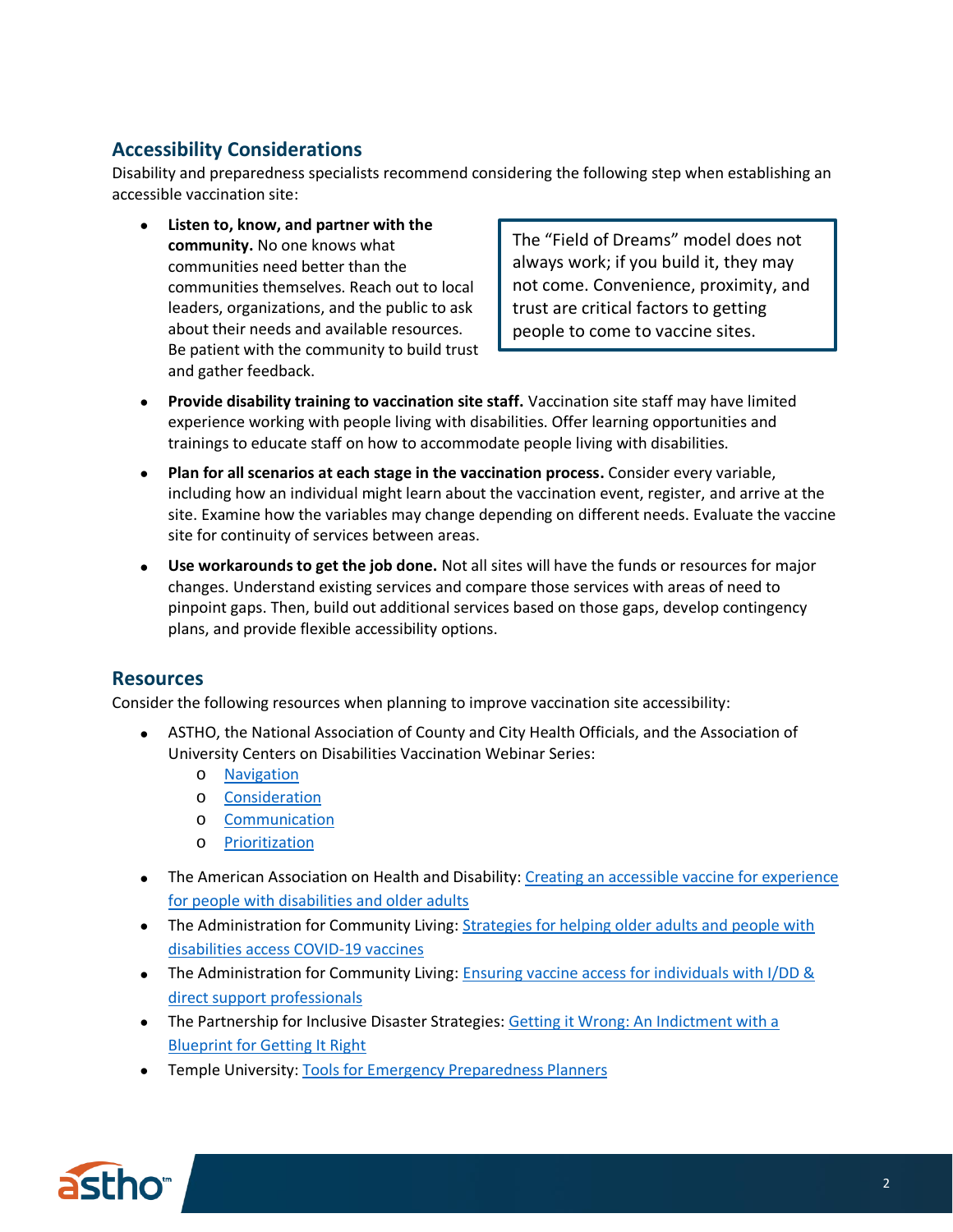## Accessibility Considerations

Disability and preparedness specialists recommend considering the following step when establishing an accessible vaccination site:

- **Listen to, know, and partner with the community.** No one knows what communities need better than the communities themselves. Reach out to local leaders, organizations, and the public to ask about their needs and available resources. Be patient with the community to build trust and gather feedback.

> The "Field of Dreams" model does not always work; if you build it, they may not come. Convenience, proximity, and trust are critical factors to getting people to come to vaccine sites.

- **Provide disability training to vaccination site staff.** Vaccination site staff may have limited experience working with people living with disabilities. Offer learning opportunities and trainings to educate staff on how to accommodate people living with disabilities.
- **Plan for all scenarios at each stage in the vaccination process.** Consider every variable, including how an individual might learn about the vaccination event, register, and arrive at the site. Examine how the variables may change depending on different needs. Evaluate the vaccine site for continuity of services between areas.
- **Use workarounds to get the job done.** Not all sites will have the funds or resources for major changes. Understand existing services and compare those services with areas of need to pinpoint gaps. Then, build out additional services based on those gaps, develop contingency plans, and provide flexible accessibility options.

## Resources

Consider the following resources when planning to improve vaccination site accessibility:

- ASTHO, the National Association of County and City Health Officials, and the Association of University Centers on Disabilities Vaccination Webinar Series:
  - Navigation
  - Consideration
  - Communication
  - Prioritization
- The American Association on Health and Disability: Creating an accessible vaccine for experience for people with disabilities and older adults
- The Administration for Community Living: Strategies for helping older adults and people with disabilities access COVID-19 vaccines
- The Administration for Community Living: Ensuring vaccine access for individuals with I/DD & direct support professionals
- The Partnership for Inclusive Disaster Strategies: Getting it Wrong: An Indictment with a Blueprint for Getting It Right
- Temple University: Tools for Emergency Preparedness Planners